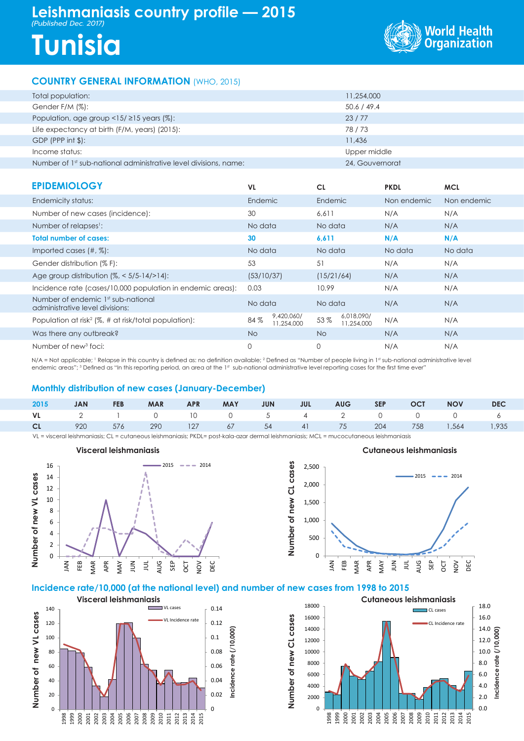# Leishmaniasis country profile — 2015

*(Published Dec. 2017)*

# Tunisia

World Health Organization

## COUNTRY GENERAL INFORMATION (WHO, 2015)

| | |
|---|---|
| Total population: | 11,254,000 |
| Gender F/M (%): | 50.6 / 49.4 |
| Population, age group <15/ ≥15 years (%): | 23 / 77 |
| Life expectancy at birth (F/M, years) (2015): | 78 / 73 |
| GDP (PPP int $): | 11,436 |
| Income status: | Upper middle |
| Number of 1st sub-national administrative level divisions, name: | 24, Gouvernorat |

## EPIDEMIOLOGY

| | VL | CL | PKDL | MCL |
|---|---|---|---|---|
| Endemicity status: | Endemic | Endemic | Non endemic | Non endemic |
| Number of new cases (incidence): | 30 | 6,611 | N/A | N/A |
| Number of relapses[1]: | No data | No data | N/A | N/A |
| **Total number of cases:** | **30** | **6,611** | **N/A** | **N/A** |
| Imported cases (#, %): | No data | No data | No data | No data |
| Gender distribution (% F): | 53 | 51 | N/A | N/A |
| Age group distribution (%, < 5/5-14/>14): | (53/10/37) | (15/21/64) | N/A | N/A |
| Incidence rate (cases/10,000 population in endemic areas): | 0.03 | 10.99 | N/A | N/A |
| Number of endemic 1st sub-national administrative level divisions: | No data | No data | N/A | N/A |
| Population at risk[2] (%, # at risk/total population): | 84 % 9,420,060/ 11,254,000 | 53 % 6,018,090/ 11,254,000 | N/A | N/A |
| Was there any outbreak? | No | No | N/A | N/A |
| Number of new[3] foci: | 0 | 0 | N/A | N/A |

N/A = Not applicable; [1] Relapse in this country is defined as: no definition available; [2] Defined as "Number of people living in 1st sub-national administrative level endemic areas"; [3] Defined as "In this reporting period, an area at the 1st sub-national administrative level reporting cases for the first time ever"

## Monthly distribution of new cases (January-December)

| 2015 | JAN | FEB | MAR | APR | MAY | JUN | JUL | AUG | SEP | OCT | NOV | DEC |
|---|---|---|---|---|---|---|---|---|---|---|---|---|
| VL | 2 | 1 | 0 | 10 | 0 | 5 | 4 | 2 | 0 | 0 | 0 | 6 |
| CL | 920 | 576 | 290 | 127 | 67 | 54 | 41 | 75 | 204 | 758 | 1,564 | 1,935 |

VL = visceral leishmaniasis; CL = cutaneous leishmaniasis; PKDL= post-kala-azar dermal leishmaniasis; MCL = mucocutaneous leishmaniasis

Visceral leishmaniasis

Cutaneous leishmaniasis

## Incidence rate/10,000 (at the national level) and number of new cases from 1998 to 2015

Visceral leishmaniasis

Cutaneous leishmaniasis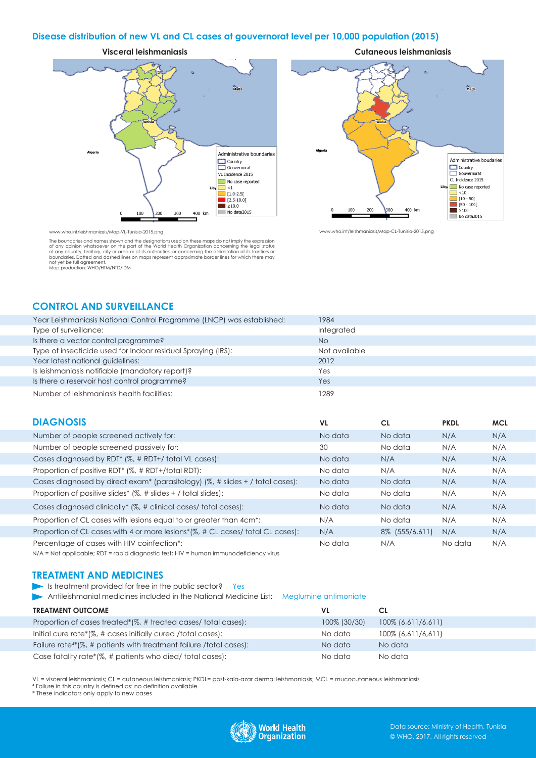## Disease distribution of new VL and CL cases at gouvernorat level per 10,000 population (2015)

**Visceral leishmaniasis**

Malta
Tunisia
Algeria
Liby
Administrative boundaries
Country
Gouvernorat
VL Incidence 2015
No case reported
<1
[1.0-2.5[
[2.5-10.0[
≥10.0
No data2015
0 100 200 300 400 km

www.who.int/leishmaniasis/Map-VL-Tunisia-2015.png

**Cutaneous leishmaniasis**

Malta
Tunisia
Algeria
Liby
Administrative boudaries
Country
Gouvernorat
CL Incidence 2015
No case reported
<10
[10 - 50[
[50 - 100[
≥100
No data2015
0 100 200 300 400 km

www.who.int/leishmaniasis/Map-CL-Tunisia-2015.png

The boundaries and names shown and the designations used on these maps do not imply the expression of any opinion whatsoever on the part of the World Health Organization concerning the legal status of any country, territory, city or area or of its authorities, or concerning the delimitation of its frontiers or boundaries. Dotted and dashed lines on maps represent approximate border lines for which there may not yet be full agreement.
Map production: WHO/HTM/NTD/IDM

## CONTROL AND SURVEILLANCE

| | |
|---|---|
| Year Leishmaniasis National Control Programme (LNCP) was established: | 1984 |
| Type of surveillance: | Integrated |
| Is there a vector control programme? | No |
| Type of insecticide used for Indoor residual Spraying (IRS): | Not available |
| Year latest national guidelines: | 2012 |
| Is leishmaniasis notifiable (mandatory report)? | Yes |
| Is there a reservoir host control programme? | Yes |
| Number of leishmaniasis health facilities: | 1289 |

## DIAGNOSIS

| DIAGNOSIS | VL | CL | PKDL | MCL |
|---|---|---|---|---|
| Number of people screened actively for: | No data | No data | N/A | N/A |
| Number of people screened passively for: | 30 | No data | N/A | N/A |
| Cases diagnosed by RDT* (%, # RDT+/ total VL cases): | No data | N/A | N/A | N/A |
| Proportion of positive RDT* (%, # RDT+/total RDT): | No data | N/A | N/A | N/A |
| Cases diagnosed by direct exam* (parasitology) (%, # slides + / total cases): | No data | No data | N/A | N/A |
| Proportion of positive slides* (%, # slides + / total slides): | No data | No data | N/A | N/A |
| Cases diagnosed clinically* (%, # clinical cases/ total cases): | No data | No data | N/A | N/A |
| Proportion of CL cases with lesions equal to or greater than 4cm*: | N/A | No data | N/A | N/A |
| Proportion of CL cases with 4 or more lesions*(%, # CL cases/ total CL cases): | N/A | 8% (555/6,611) | N/A | N/A |
| Percentage of cases with HIV coinfection*: | No data | N/A | No data | N/A |

N/A = Not applicable; RDT = rapid diagnostic test; HIV = human immunodeficiency virus

## TREATMENT AND MEDICINES

- Is treatment provided for free in the public sector? Yes
- Antileishmanial medicines included in the National Medicine List: Meglumine antimoniate

| TREATMENT OUTCOME | VL | CL |
|---|---|---|
| Proportion of cases treated*(%, # treated cases/ total cases): | 100% (30/30) | 100% (6,611/6,611) |
| Initial cure rate*(%, # cases initially cured /total cases): | No data | 100% (6,611/6,611) |
| Failure rate[4]*(%, # patients with treatment failure /total cases): | No data | No data |
| Case fatality rate*(%, # patients who died/ total cases): | No data | No data |

VL = visceral leishmaniasis; CL = cutaneous leishmaniasis; PKDL= post-kala-azar dermal leishmaniasis; MCL = mucocutaneous leishmaniasis
[4] Failure in this country is defined as: no definition available
* These indicators only apply to new cases

World Health Organization

Data source: Ministry of Health, Tunisia
© WHO, 2017. All rights reserved